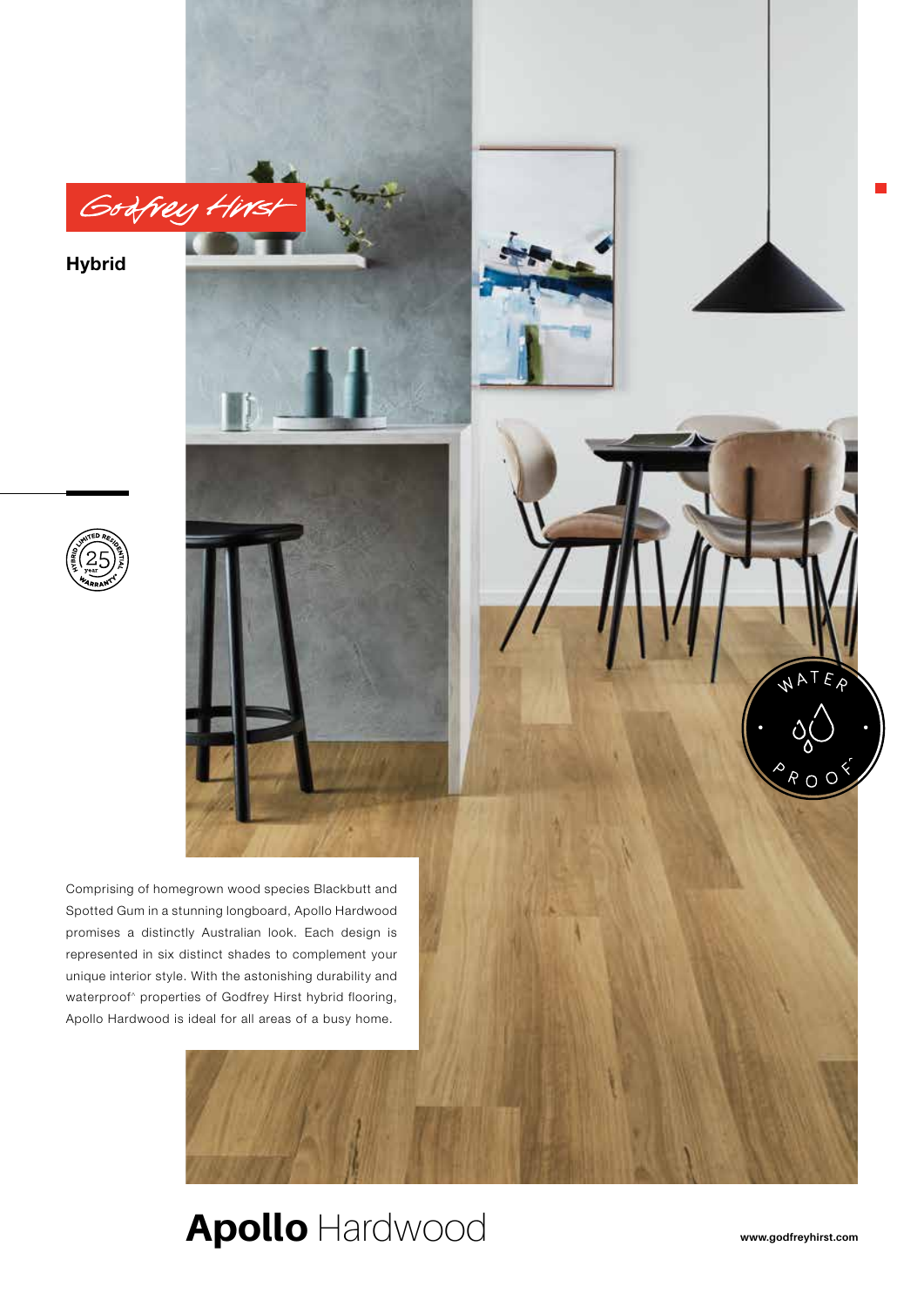Godfrey Hirst

**Hybrid**

25 year Hybrid Limited Residential Warranty^

Water Proof^

Comprising of homegrown wood species Blackbutt and Spotted Gum in a stunning longboard, Apollo Hardwood promises a distinctly Australian look. Each design is represented in six distinct shades to complement your unique interior style. With the astonishing durability and waterproof^ properties of Godfrey Hirst hybrid flooring, Apollo Hardwood is ideal for all areas of a busy home.

# **Apollo** Hardwood

www.godfreyhirst.com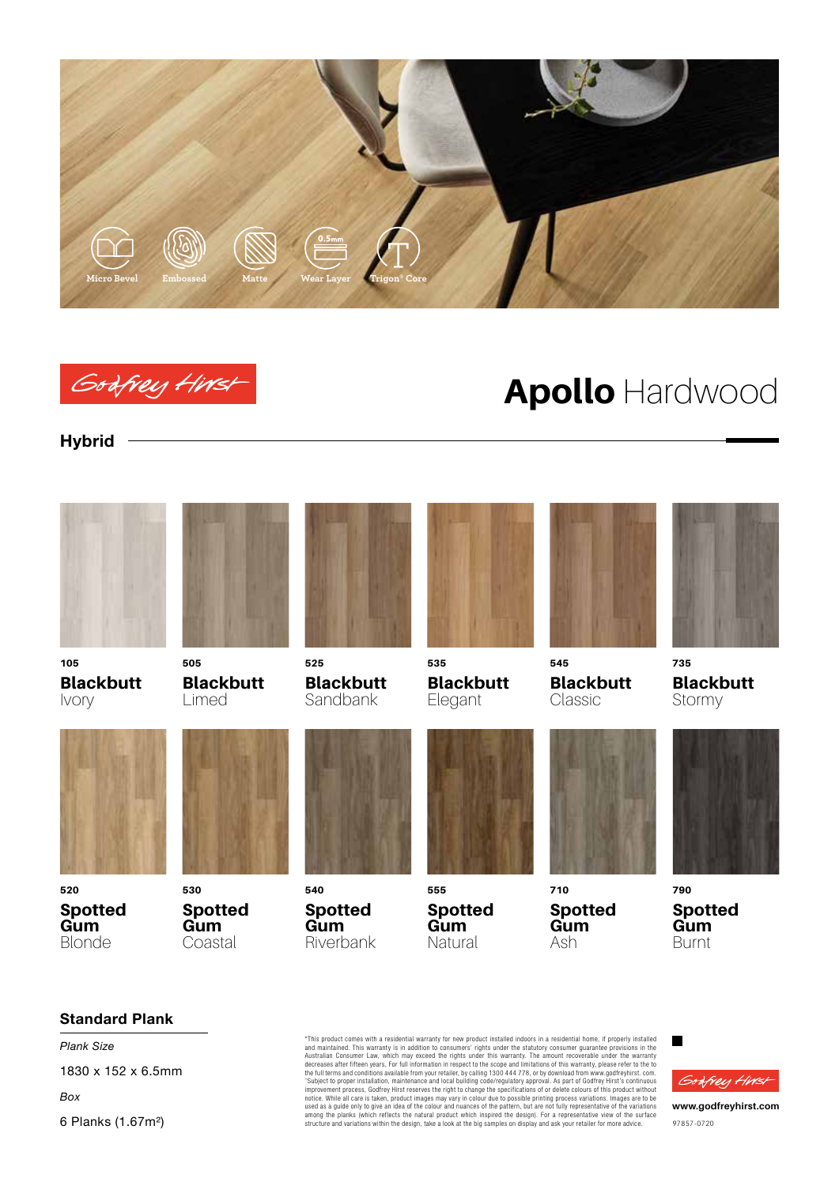Micro Bevel Embossed Matte 0.5mm Wear Layer Trigon® Core

Godfrey Hirst

# **Apollo** Hardwood

## Hybrid

105
**Blackbutt**
Ivory

505
**Blackbutt**
Limed

525
**Blackbutt**
Sandbank

535
**Blackbutt**
Elegant

545
**Blackbutt**
Classic

735
**Blackbutt**
Stormy

520
**Spotted Gum**
Blonde

530
**Spotted Gum**
Coastal

540
**Spotted Gum**
Riverbank

555
**Spotted Gum**
Natural

710
**Spotted Gum**
Ash

790
**Spotted Gum**
Burnt

### Standard Plank

*Plank Size*

1830 x 152 x 6.5mm

*Box*

6 Planks (1.67m²)

*This product comes with a residential warranty for new product installed indoors in a residential home, if properly installed and maintained. This warranty is in addition to consumers' rights under the statutory consumer guarantee provisions in the Australian Consumer Law, which may exceed the rights under this warranty. The amount recoverable under the warranty decreases after fifteen years, For full information in respect to the scope and limitations of this warranty, please refer to the to the full terms and conditions available from your retailer, by calling 1300 444 778, or by download from www.godfreyhirst.com. ˆSubject to proper installation, maintenance and local building code/regulatory approval. As part of Godfrey Hirst's continuous improvement process, Godfrey Hirst reserves the right to change the specifications of or delete colours of this product without notice. While all care is taken, product images may vary in colour due to possible printing process variations. Images are to be used as a guide only to give an idea of the colour and nuances of the pattern, but are not fully representative of the variations among the planks (which reflects the natural product which inspired the design). For a representative view of the surface structure and variations within the design, take a look at the big samples on display and ask your retailer for more advice.

Godfrey Hirst

www.godfreyhirst.com

97857-0720